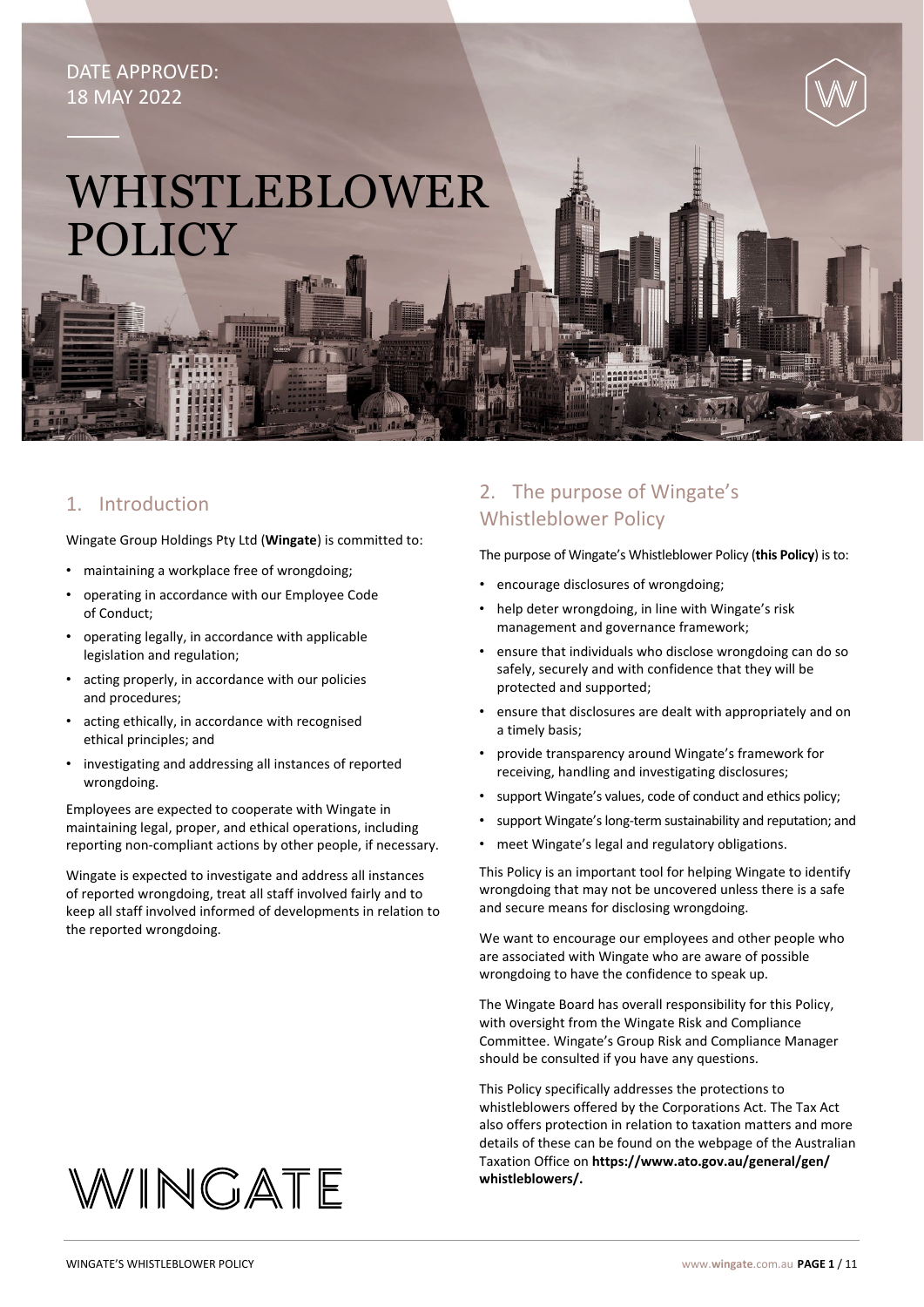DATE APPROVED:
18 MAY 2022

# WHISTLEBLOWER POLICY

## 1. Introduction

Wingate Group Holdings Pty Ltd (**Wingate**) is committed to:

- maintaining a workplace free of wrongdoing;
- operating in accordance with our Employee Code of Conduct;
- operating legally, in accordance with applicable legislation and regulation;
- acting properly, in accordance with our policies and procedures;
- acting ethically, in accordance with recognised ethical principles; and
- investigating and addressing all instances of reported wrongdoing.

Employees are expected to cooperate with Wingate in maintaining legal, proper, and ethical operations, including reporting non-compliant actions by other people, if necessary.

Wingate is expected to investigate and address all instances of reported wrongdoing, treat all staff involved fairly and to keep all staff involved informed of developments in relation to the reported wrongdoing.

## 2. The purpose of Wingate's Whistleblower Policy

The purpose of Wingate's Whistleblower Policy (**this Policy**) is to:

- encourage disclosures of wrongdoing;
- help deter wrongdoing, in line with Wingate's risk management and governance framework;
- ensure that individuals who disclose wrongdoing can do so safely, securely and with confidence that they will be protected and supported;
- ensure that disclosures are dealt with appropriately and on a timely basis;
- provide transparency around Wingate's framework for receiving, handling and investigating disclosures;
- support Wingate's values, code of conduct and ethics policy;
- support Wingate's long-term sustainability and reputation; and
- meet Wingate's legal and regulatory obligations.

This Policy is an important tool for helping Wingate to identify wrongdoing that may not be uncovered unless there is a safe and secure means for disclosing wrongdoing.

We want to encourage our employees and other people who are associated with Wingate who are aware of possible wrongdoing to have the confidence to speak up.

The Wingate Board has overall responsibility for this Policy, with oversight from the Wingate Risk and Compliance Committee. Wingate's Group Risk and Compliance Manager should be consulted if you have any questions.

This Policy specifically addresses the protections to whistleblowers offered by the Corporations Act. The Tax Act also offers protection in relation to taxation matters and more details of these can be found on the webpage of the Australian Taxation Office on **https://www.ato.gov.au/general/gen/whistleblowers/.**

WINGATE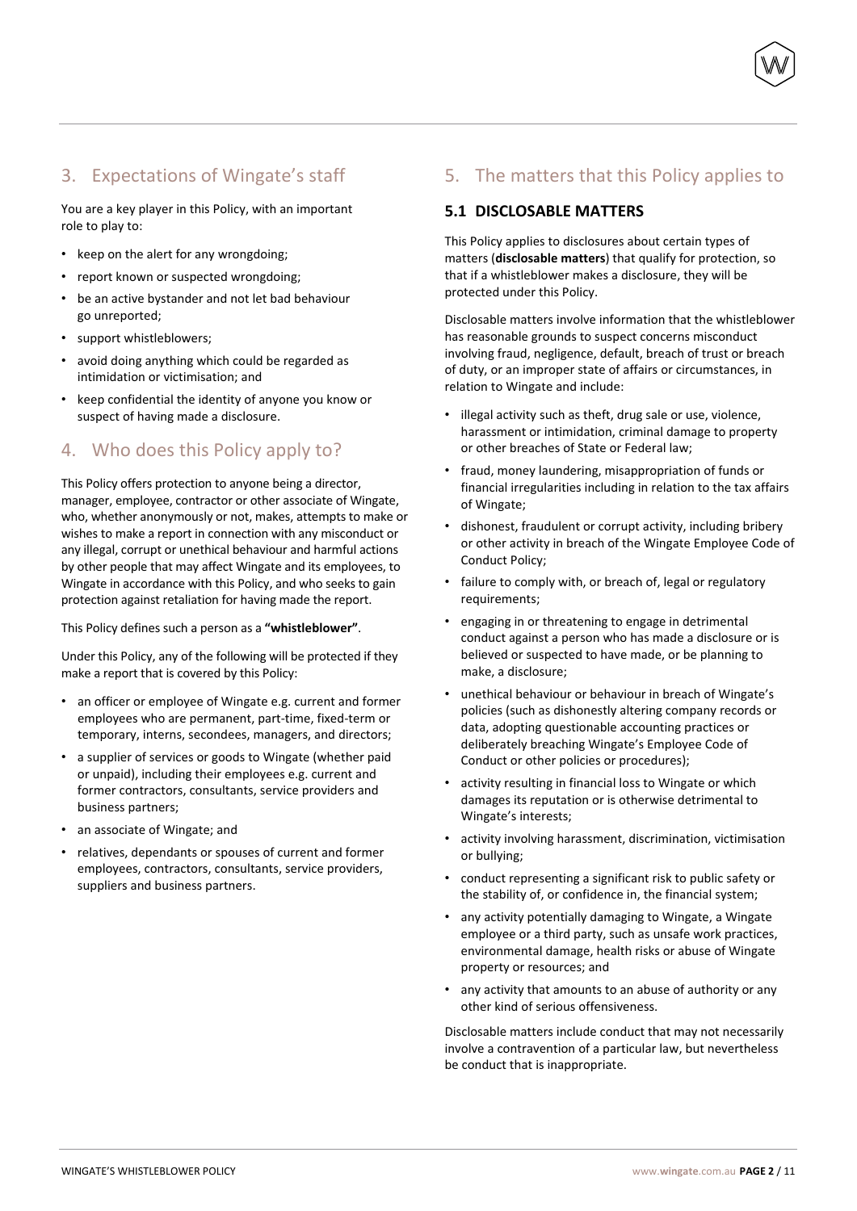## 3. Expectations of Wingate's staff

You are a key player in this Policy, with an important role to play to:

- keep on the alert for any wrongdoing;
- report known or suspected wrongdoing;
- be an active bystander and not let bad behaviour go unreported;
- support whistleblowers;
- avoid doing anything which could be regarded as intimidation or victimisation; and
- keep confidential the identity of anyone you know or suspect of having made a disclosure.

## 4. Who does this Policy apply to?

This Policy offers protection to anyone being a director, manager, employee, contractor or other associate of Wingate, who, whether anonymously or not, makes, attempts to make or wishes to make a report in connection with any misconduct or any illegal, corrupt or unethical behaviour and harmful actions by other people that may affect Wingate and its employees, to Wingate in accordance with this Policy, and who seeks to gain protection against retaliation for having made the report.

This Policy defines such a person as a **"whistleblower"**.

Under this Policy, any of the following will be protected if they make a report that is covered by this Policy:

- an officer or employee of Wingate e.g. current and former employees who are permanent, part-time, fixed-term or temporary, interns, secondees, managers, and directors;
- a supplier of services or goods to Wingate (whether paid or unpaid), including their employees e.g. current and former contractors, consultants, service providers and business partners;
- an associate of Wingate; and
- relatives, dependants or spouses of current and former employees, contractors, consultants, service providers, suppliers and business partners.

## 5. The matters that this Policy applies to

### 5.1 DISCLOSABLE MATTERS

This Policy applies to disclosures about certain types of matters (**disclosable matters**) that qualify for protection, so that if a whistleblower makes a disclosure, they will be protected under this Policy.

Disclosable matters involve information that the whistleblower has reasonable grounds to suspect concerns misconduct involving fraud, negligence, default, breach of trust or breach of duty, or an improper state of affairs or circumstances, in relation to Wingate and include:

- illegal activity such as theft, drug sale or use, violence, harassment or intimidation, criminal damage to property or other breaches of State or Federal law;
- fraud, money laundering, misappropriation of funds or financial irregularities including in relation to the tax affairs of Wingate;
- dishonest, fraudulent or corrupt activity, including bribery or other activity in breach of the Wingate Employee Code of Conduct Policy;
- failure to comply with, or breach of, legal or regulatory requirements;
- engaging in or threatening to engage in detrimental conduct against a person who has made a disclosure or is believed or suspected to have made, or be planning to make, a disclosure;
- unethical behaviour or behaviour in breach of Wingate's policies (such as dishonestly altering company records or data, adopting questionable accounting practices or deliberately breaching Wingate's Employee Code of Conduct or other policies or procedures);
- activity resulting in financial loss to Wingate or which damages its reputation or is otherwise detrimental to Wingate's interests;
- activity involving harassment, discrimination, victimisation or bullying;
- conduct representing a significant risk to public safety or the stability of, or confidence in, the financial system;
- any activity potentially damaging to Wingate, a Wingate employee or a third party, such as unsafe work practices, environmental damage, health risks or abuse of Wingate property or resources; and
- any activity that amounts to an abuse of authority or any other kind of serious offensiveness.

Disclosable matters include conduct that may not necessarily involve a contravention of a particular law, but nevertheless be conduct that is inappropriate.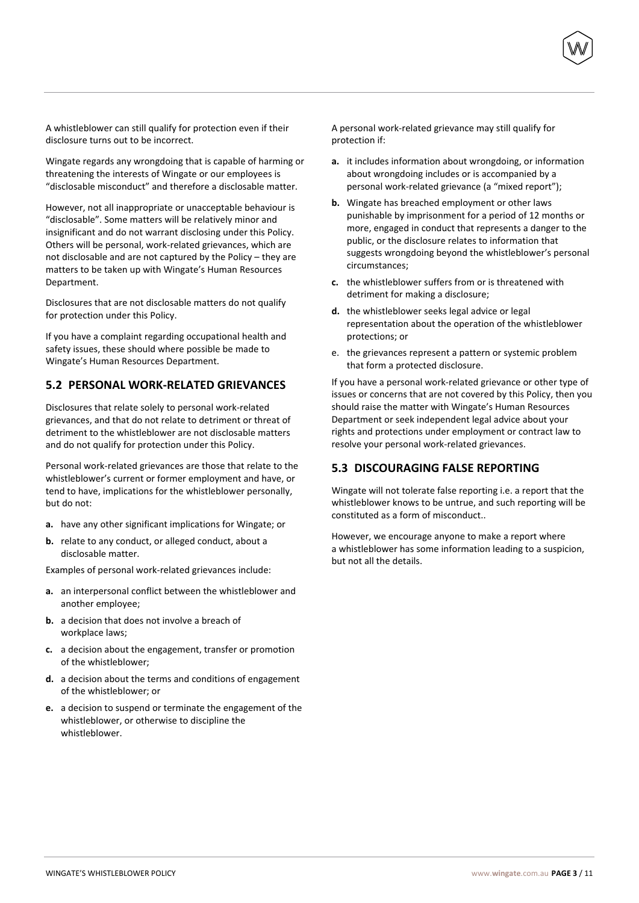A whistleblower can still qualify for protection even if their disclosure turns out to be incorrect.

Wingate regards any wrongdoing that is capable of harming or threatening the interests of Wingate or our employees is "disclosable misconduct" and therefore a disclosable matter.

However, not all inappropriate or unacceptable behaviour is "disclosable". Some matters will be relatively minor and insignificant and do not warrant disclosing under this Policy. Others will be personal, work-related grievances, which are not disclosable and are not captured by the Policy – they are matters to be taken up with Wingate's Human Resources Department.

Disclosures that are not disclosable matters do not qualify for protection under this Policy.

If you have a complaint regarding occupational health and safety issues, these should where possible be made to Wingate's Human Resources Department.

## 5.2 PERSONAL WORK-RELATED GRIEVANCES

Disclosures that relate solely to personal work-related grievances, and that do not relate to detriment or threat of detriment to the whistleblower are not disclosable matters and do not qualify for protection under this Policy.

Personal work-related grievances are those that relate to the whistleblower's current or former employment and have, or tend to have, implications for the whistleblower personally, but do not:

**a.** have any other significant implications for Wingate; or

**b.** relate to any conduct, or alleged conduct, about a disclosable matter.

Examples of personal work-related grievances include:

**a.** an interpersonal conflict between the whistleblower and another employee;

**b.** a decision that does not involve a breach of workplace laws;

**c.** a decision about the engagement, transfer or promotion of the whistleblower;

**d.** a decision about the terms and conditions of engagement of the whistleblower; or

**e.** a decision to suspend or terminate the engagement of the whistleblower, or otherwise to discipline the whistleblower.

A personal work-related grievance may still qualify for protection if:

**a.** it includes information about wrongdoing, or information about wrongdoing includes or is accompanied by a personal work-related grievance (a "mixed report");

**b.** Wingate has breached employment or other laws punishable by imprisonment for a period of 12 months or more, engaged in conduct that represents a danger to the public, or the disclosure relates to information that suggests wrongdoing beyond the whistleblower's personal circumstances;

**c.** the whistleblower suffers from or is threatened with detriment for making a disclosure;

**d.** the whistleblower seeks legal advice or legal representation about the operation of the whistleblower protections; or

e. the grievances represent a pattern or systemic problem that form a protected disclosure.

If you have a personal work-related grievance or other type of issues or concerns that are not covered by this Policy, then you should raise the matter with Wingate's Human Resources Department or seek independent legal advice about your rights and protections under employment or contract law to resolve your personal work-related grievances.

## 5.3 DISCOURAGING FALSE REPORTING

Wingate will not tolerate false reporting i.e. a report that the whistleblower knows to be untrue, and such reporting will be constituted as a form of misconduct..

However, we encourage anyone to make a report where a whistleblower has some information leading to a suspicion, but not all the details.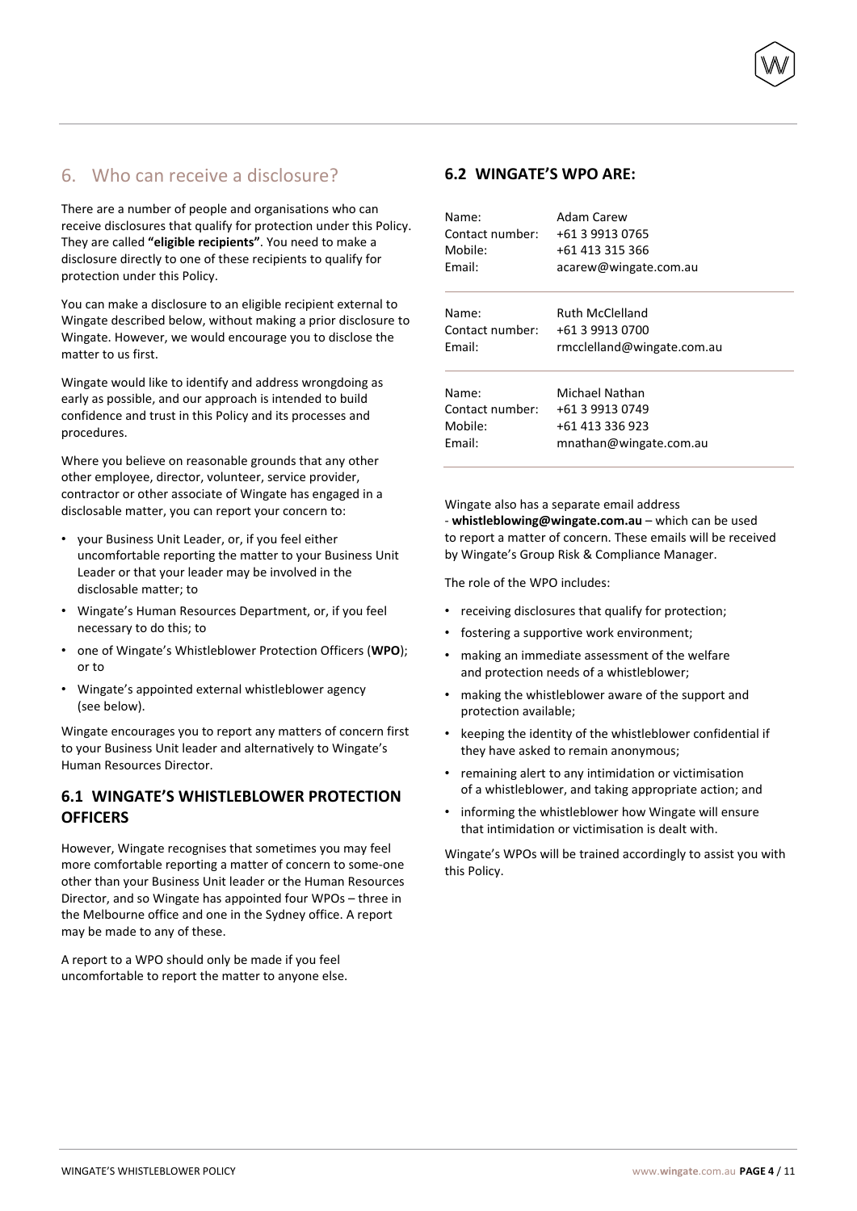## 6. Who can receive a disclosure?

There are a number of people and organisations who can receive disclosures that qualify for protection under this Policy. They are called **"eligible recipients"**. You need to make a disclosure directly to one of these recipients to qualify for protection under this Policy.

You can make a disclosure to an eligible recipient external to Wingate described below, without making a prior disclosure to Wingate. However, we would encourage you to disclose the matter to us first.

Wingate would like to identify and address wrongdoing as early as possible, and our approach is intended to build confidence and trust in this Policy and its processes and procedures.

Where you believe on reasonable grounds that any other other employee, director, volunteer, service provider, contractor or other associate of Wingate has engaged in a disclosable matter, you can report your concern to:

- your Business Unit Leader, or, if you feel either uncomfortable reporting the matter to your Business Unit Leader or that your leader may be involved in the disclosable matter; to
- Wingate's Human Resources Department, or, if you feel necessary to do this; to
- one of Wingate's Whistleblower Protection Officers (**WPO**); or to
- Wingate's appointed external whistleblower agency (see below).

Wingate encourages you to report any matters of concern first to your Business Unit leader and alternatively to Wingate's Human Resources Director.

### 6.1 WINGATE'S WHISTLEBLOWER PROTECTION OFFICERS

However, Wingate recognises that sometimes you may feel more comfortable reporting a matter of concern to some-one other than your Business Unit leader or the Human Resources Director, and so Wingate has appointed four WPOs – three in the Melbourne office and one in the Sydney office. A report may be made to any of these.

A report to a WPO should only be made if you feel uncomfortable to report the matter to anyone else.

### 6.2 WINGATE'S WPO ARE:

Name: Adam Carew
Contact number: +61 3 9913 0765
Mobile: +61 413 315 366
Email: acarew@wingate.com.au

Name: Ruth McClelland
Contact number: +61 3 9913 0700
Email: rmcclelland@wingate.com.au

Name: Michael Nathan
Contact number: +61 3 9913 0749
Mobile: +61 413 336 923
Email: mnathan@wingate.com.au

Wingate also has a separate email address - **whistleblowing@wingate.com.au** – which can be used to report a matter of concern. These emails will be received by Wingate's Group Risk & Compliance Manager.

The role of the WPO includes:

- receiving disclosures that qualify for protection;
- fostering a supportive work environment;
- making an immediate assessment of the welfare and protection needs of a whistleblower;
- making the whistleblower aware of the support and protection available;
- keeping the identity of the whistleblower confidential if they have asked to remain anonymous;
- remaining alert to any intimidation or victimisation of a whistleblower, and taking appropriate action; and
- informing the whistleblower how Wingate will ensure that intimidation or victimisation is dealt with.

Wingate's WPOs will be trained accordingly to assist you with this Policy.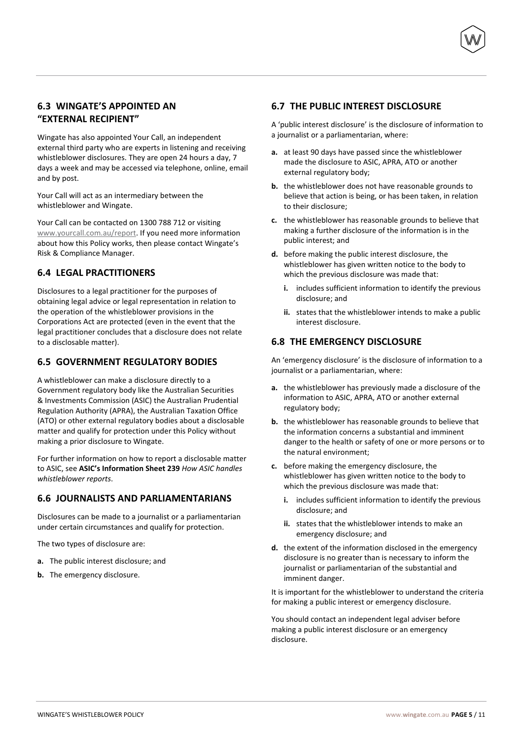## 6.3 WINGATE'S APPOINTED AN "EXTERNAL RECIPIENT"

Wingate has also appointed Your Call, an independent external third party who are experts in listening and receiving whistleblower disclosures. They are open 24 hours a day, 7 days a week and may be accessed via telephone, online, email and by post.

Your Call will act as an intermediary between the whistleblower and Wingate.

Your Call can be contacted on 1300 788 712 or visiting www.yourcall.com.au/report. If you need more information about how this Policy works, then please contact Wingate's Risk & Compliance Manager.

## 6.4 LEGAL PRACTITIONERS

Disclosures to a legal practitioner for the purposes of obtaining legal advice or legal representation in relation to the operation of the whistleblower provisions in the Corporations Act are protected (even in the event that the legal practitioner concludes that a disclosure does not relate to a disclosable matter).

## 6.5 GOVERNMENT REGULATORY BODIES

A whistleblower can make a disclosure directly to a Government regulatory body like the Australian Securities & Investments Commission (ASIC) the Australian Prudential Regulation Authority (APRA), the Australian Taxation Office (ATO) or other external regulatory bodies about a disclosable matter and qualify for protection under this Policy without making a prior disclosure to Wingate.

For further information on how to report a disclosable matter to ASIC, see **ASIC's Information Sheet 239** *How ASIC handles whistleblower reports*.

## 6.6 JOURNALISTS AND PARLIAMENTARIANS

Disclosures can be made to a journalist or a parliamentarian under certain circumstances and qualify for protection.

The two types of disclosure are:

**a.** The public interest disclosure; and

**b.** The emergency disclosure.

## 6.7 THE PUBLIC INTEREST DISCLOSURE

A 'public interest disclosure' is the disclosure of information to a journalist or a parliamentarian, where:

**a.** at least 90 days have passed since the whistleblower made the disclosure to ASIC, APRA, ATO or another external regulatory body;

**b.** the whistleblower does not have reasonable grounds to believe that action is being, or has been taken, in relation to their disclosure;

**c.** the whistleblower has reasonable grounds to believe that making a further disclosure of the information is in the public interest; and

**d.** before making the public interest disclosure, the whistleblower has given written notice to the body to which the previous disclosure was made that:

  **i.** includes sufficient information to identify the previous disclosure; and

  **ii.** states that the whistleblower intends to make a public interest disclosure.

## 6.8 THE EMERGENCY DISCLOSURE

An 'emergency disclosure' is the disclosure of information to a journalist or a parliamentarian, where:

**a.** the whistleblower has previously made a disclosure of the information to ASIC, APRA, ATO or another external regulatory body;

**b.** the whistleblower has reasonable grounds to believe that the information concerns a substantial and imminent danger to the health or safety of one or more persons or to the natural environment;

**c.** before making the emergency disclosure, the whistleblower has given written notice to the body to which the previous disclosure was made that:

  **i.** includes sufficient information to identify the previous disclosure; and

  **ii.** states that the whistleblower intends to make an emergency disclosure; and

**d.** the extent of the information disclosed in the emergency disclosure is no greater than is necessary to inform the journalist or parliamentarian of the substantial and imminent danger.

It is important for the whistleblower to understand the criteria for making a public interest or emergency disclosure.

You should contact an independent legal adviser before making a public interest disclosure or an emergency disclosure.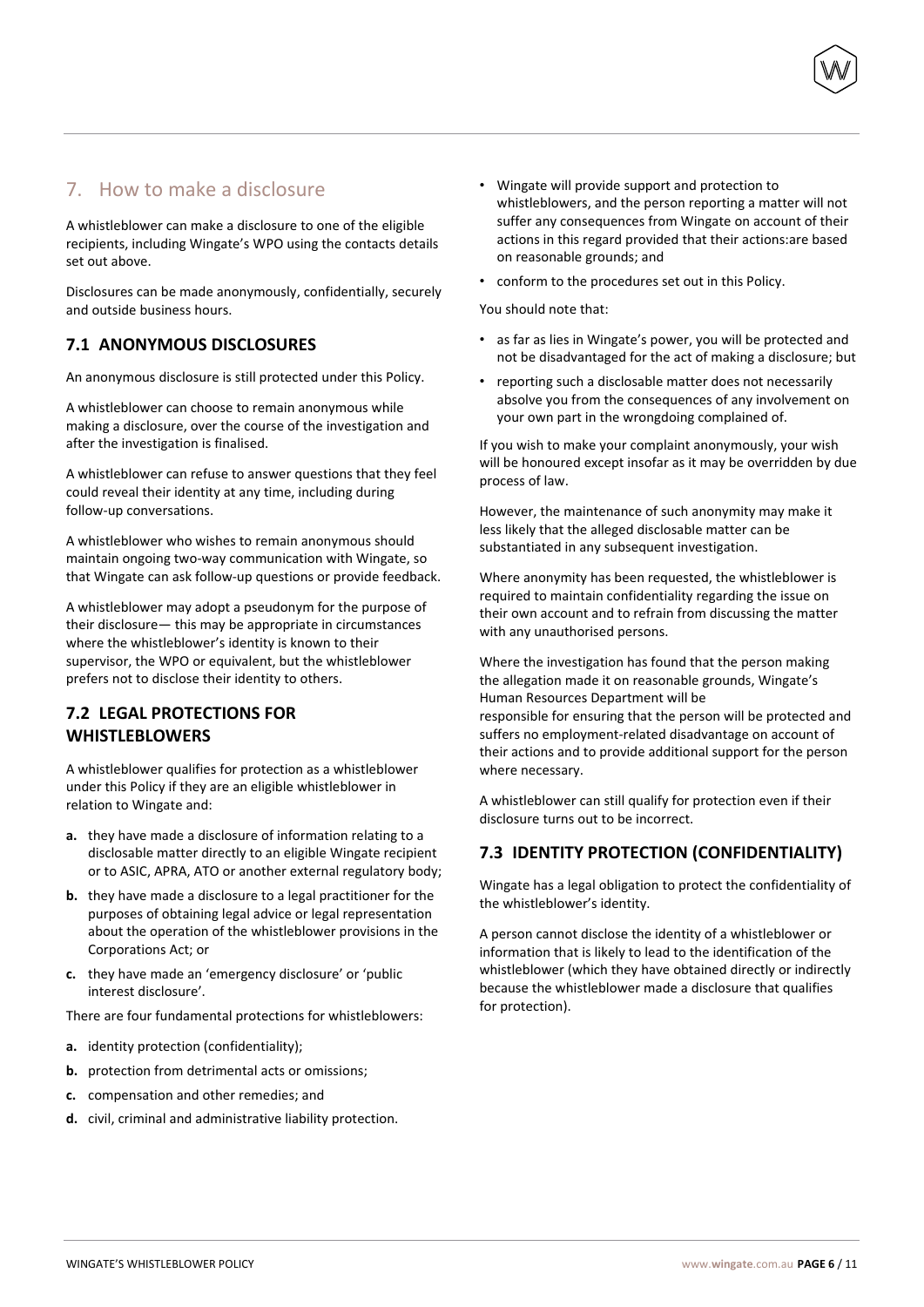## 7. How to make a disclosure

A whistleblower can make a disclosure to one of the eligible recipients, including Wingate's WPO using the contacts details set out above.

Disclosures can be made anonymously, confidentially, securely and outside business hours.

### 7.1 ANONYMOUS DISCLOSURES

An anonymous disclosure is still protected under this Policy.

A whistleblower can choose to remain anonymous while making a disclosure, over the course of the investigation and after the investigation is finalised.

A whistleblower can refuse to answer questions that they feel could reveal their identity at any time, including during follow-up conversations.

A whistleblower who wishes to remain anonymous should maintain ongoing two-way communication with Wingate, so that Wingate can ask follow-up questions or provide feedback.

A whistleblower may adopt a pseudonym for the purpose of their disclosure— this may be appropriate in circumstances where the whistleblower's identity is known to their supervisor, the WPO or equivalent, but the whistleblower prefers not to disclose their identity to others.

### 7.2 LEGAL PROTECTIONS FOR WHISTLEBLOWERS

A whistleblower qualifies for protection as a whistleblower under this Policy if they are an eligible whistleblower in relation to Wingate and:

- **a.** they have made a disclosure of information relating to a disclosable matter directly to an eligible Wingate recipient or to ASIC, APRA, ATO or another external regulatory body;
- **b.** they have made a disclosure to a legal practitioner for the purposes of obtaining legal advice or legal representation about the operation of the whistleblower provisions in the Corporations Act; or
- **c.** they have made an 'emergency disclosure' or 'public interest disclosure'.

There are four fundamental protections for whistleblowers:

- **a.** identity protection (confidentiality);
- **b.** protection from detrimental acts or omissions;
- **c.** compensation and other remedies; and
- **d.** civil, criminal and administrative liability protection.

- Wingate will provide support and protection to whistleblowers, and the person reporting a matter will not suffer any consequences from Wingate on account of their actions in this regard provided that their actions:are based on reasonable grounds; and
- conform to the procedures set out in this Policy.

You should note that:

- as far as lies in Wingate's power, you will be protected and not be disadvantaged for the act of making a disclosure; but
- reporting such a disclosable matter does not necessarily absolve you from the consequences of any involvement on your own part in the wrongdoing complained of.

If you wish to make your complaint anonymously, your wish will be honoured except insofar as it may be overridden by due process of law.

However, the maintenance of such anonymity may make it less likely that the alleged disclosable matter can be substantiated in any subsequent investigation.

Where anonymity has been requested, the whistleblower is required to maintain confidentiality regarding the issue on their own account and to refrain from discussing the matter with any unauthorised persons.

Where the investigation has found that the person making the allegation made it on reasonable grounds, Wingate's Human Resources Department will be
responsible for ensuring that the person will be protected and suffers no employment-related disadvantage on account of their actions and to provide additional support for the person where necessary.

A whistleblower can still qualify for protection even if their disclosure turns out to be incorrect.

### 7.3 IDENTITY PROTECTION (CONFIDENTIALITY)

Wingate has a legal obligation to protect the confidentiality of the whistleblower's identity.

A person cannot disclose the identity of a whistleblower or information that is likely to lead to the identification of the whistleblower (which they have obtained directly or indirectly because the whistleblower made a disclosure that qualifies for protection).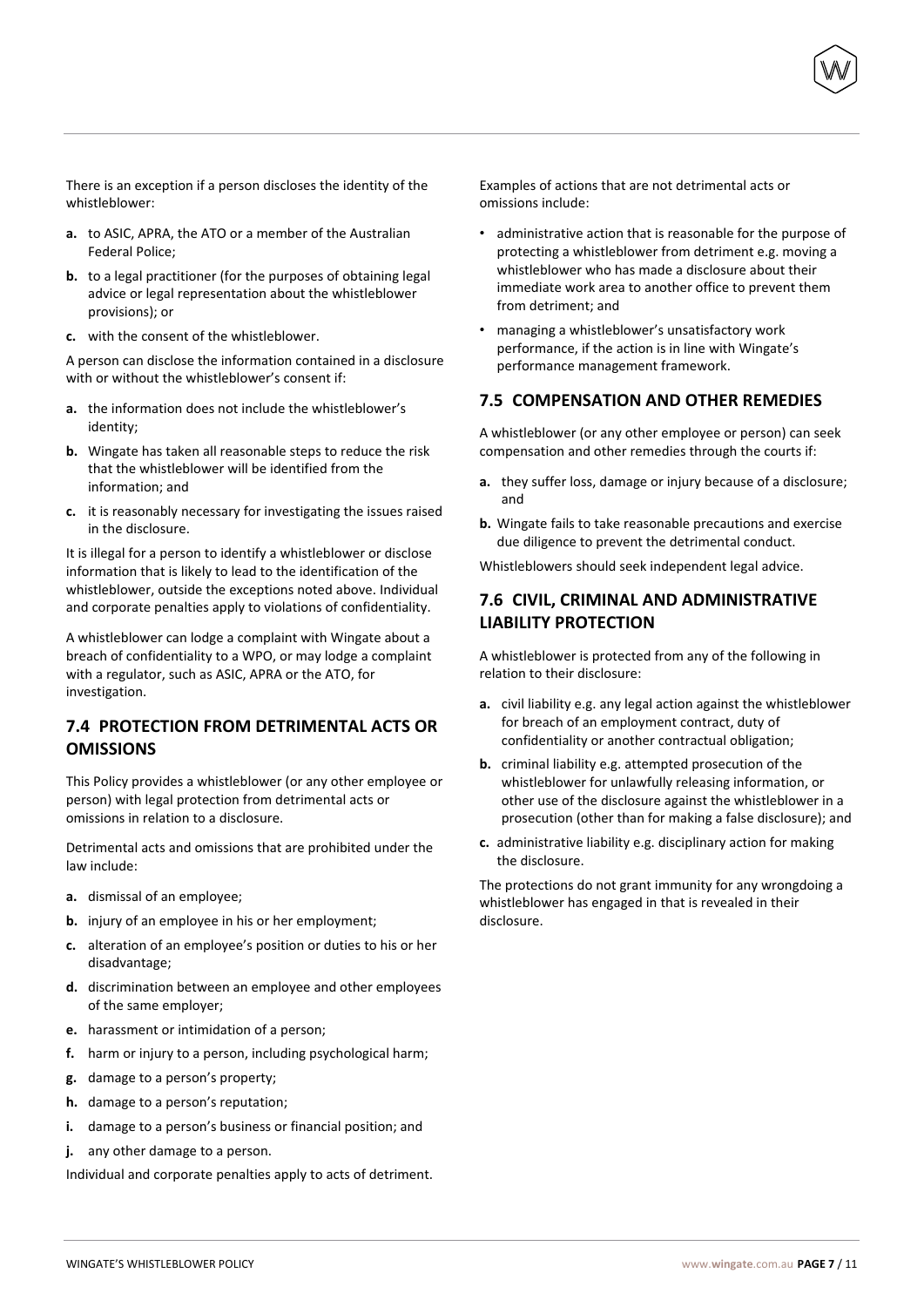There is an exception if a person discloses the identity of the whistleblower:

**a.** to ASIC, APRA, the ATO or a member of the Australian Federal Police;

**b.** to a legal practitioner (for the purposes of obtaining legal advice or legal representation about the whistleblower provisions); or

**c.** with the consent of the whistleblower.

A person can disclose the information contained in a disclosure with or without the whistleblower's consent if:

**a.** the information does not include the whistleblower's identity;

**b.** Wingate has taken all reasonable steps to reduce the risk that the whistleblower will be identified from the information; and

**c.** it is reasonably necessary for investigating the issues raised in the disclosure.

It is illegal for a person to identify a whistleblower or disclose information that is likely to lead to the identification of the whistleblower, outside the exceptions noted above. Individual and corporate penalties apply to violations of confidentiality.

A whistleblower can lodge a complaint with Wingate about a breach of confidentiality to a WPO, or may lodge a complaint with a regulator, such as ASIC, APRA or the ATO, for investigation.

## 7.4 PROTECTION FROM DETRIMENTAL ACTS OR OMISSIONS

This Policy provides a whistleblower (or any other employee or person) with legal protection from detrimental acts or omissions in relation to a disclosure.

Detrimental acts and omissions that are prohibited under the law include:

**a.** dismissal of an employee;

**b.** injury of an employee in his or her employment;

**c.** alteration of an employee's position or duties to his or her disadvantage;

**d.** discrimination between an employee and other employees of the same employer;

**e.** harassment or intimidation of a person;

**f.** harm or injury to a person, including psychological harm;

**g.** damage to a person's property;

**h.** damage to a person's reputation;

**i.** damage to a person's business or financial position; and

**j.** any other damage to a person.

Individual and corporate penalties apply to acts of detriment.

Examples of actions that are not detrimental acts or omissions include:

- administrative action that is reasonable for the purpose of protecting a whistleblower from detriment e.g. moving a whistleblower who has made a disclosure about their immediate work area to another office to prevent them from detriment; and
- managing a whistleblower's unsatisfactory work performance, if the action is in line with Wingate's performance management framework.

## 7.5 COMPENSATION AND OTHER REMEDIES

A whistleblower (or any other employee or person) can seek compensation and other remedies through the courts if:

**a.** they suffer loss, damage or injury because of a disclosure; and

**b.** Wingate fails to take reasonable precautions and exercise due diligence to prevent the detrimental conduct.

Whistleblowers should seek independent legal advice.

## 7.6 CIVIL, CRIMINAL AND ADMINISTRATIVE LIABILITY PROTECTION

A whistleblower is protected from any of the following in relation to their disclosure:

**a.** civil liability e.g. any legal action against the whistleblower for breach of an employment contract, duty of confidentiality or another contractual obligation;

**b.** criminal liability e.g. attempted prosecution of the whistleblower for unlawfully releasing information, or other use of the disclosure against the whistleblower in a prosecution (other than for making a false disclosure); and

**c.** administrative liability e.g. disciplinary action for making the disclosure.

The protections do not grant immunity for any wrongdoing a whistleblower has engaged in that is revealed in their disclosure.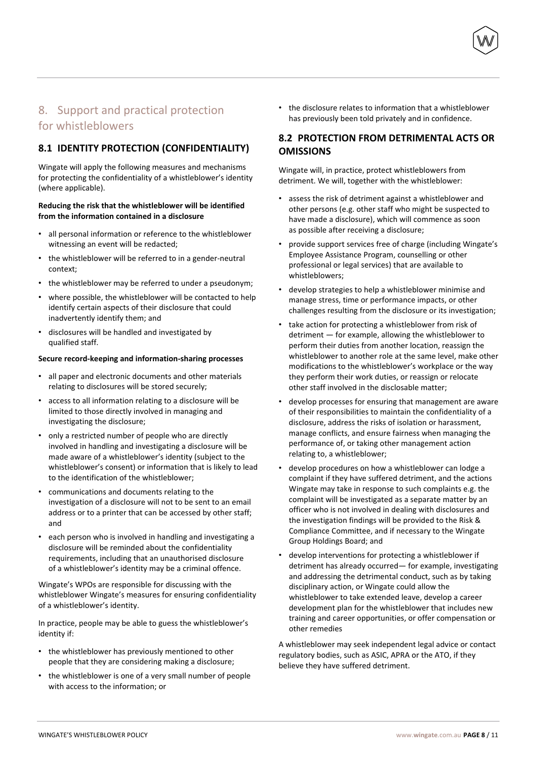## 8. Support and practical protection for whistleblowers

### 8.1 IDENTITY PROTECTION (CONFIDENTIALITY)

Wingate will apply the following measures and mechanisms for protecting the confidentiality of a whistleblower's identity (where applicable).

**Reducing the risk that the whistleblower will be identified from the information contained in a disclosure**

- all personal information or reference to the whistleblower witnessing an event will be redacted;
- the whistleblower will be referred to in a gender-neutral context;
- the whistleblower may be referred to under a pseudonym;
- where possible, the whistleblower will be contacted to help identify certain aspects of their disclosure that could inadvertently identify them; and
- disclosures will be handled and investigated by qualified staff.

**Secure record-keeping and information-sharing processes**

- all paper and electronic documents and other materials relating to disclosures will be stored securely;
- access to all information relating to a disclosure will be limited to those directly involved in managing and investigating the disclosure;
- only a restricted number of people who are directly involved in handling and investigating a disclosure will be made aware of a whistleblower's identity (subject to the whistleblower's consent) or information that is likely to lead to the identification of the whistleblower;
- communications and documents relating to the investigation of a disclosure will not to be sent to an email address or to a printer that can be accessed by other staff; and
- each person who is involved in handling and investigating a disclosure will be reminded about the confidentiality requirements, including that an unauthorised disclosure of a whistleblower's identity may be a criminal offence.

Wingate's WPOs are responsible for discussing with the whistleblower Wingate's measures for ensuring confidentiality of a whistleblower's identity.

In practice, people may be able to guess the whistleblower's identity if:

- the whistleblower has previously mentioned to other people that they are considering making a disclosure;
- the whistleblower is one of a very small number of people with access to the information; or
- the disclosure relates to information that a whistleblower has previously been told privately and in confidence.

### 8.2 PROTECTION FROM DETRIMENTAL ACTS OR OMISSIONS

Wingate will, in practice, protect whistleblowers from detriment. We will, together with the whistleblower:

- assess the risk of detriment against a whistleblower and other persons (e.g. other staff who might be suspected to have made a disclosure), which will commence as soon as possible after receiving a disclosure;
- provide support services free of charge (including Wingate's Employee Assistance Program, counselling or other professional or legal services) that are available to whistleblowers;
- develop strategies to help a whistleblower minimise and manage stress, time or performance impacts, or other challenges resulting from the disclosure or its investigation;
- take action for protecting a whistleblower from risk of detriment — for example, allowing the whistleblower to perform their duties from another location, reassign the whistleblower to another role at the same level, make other modifications to the whistleblower's workplace or the way they perform their work duties, or reassign or relocate other staff involved in the disclosable matter;
- develop processes for ensuring that management are aware of their responsibilities to maintain the confidentiality of a disclosure, address the risks of isolation or harassment, manage conflicts, and ensure fairness when managing the performance of, or taking other management action relating to, a whistleblower;
- develop procedures on how a whistleblower can lodge a complaint if they have suffered detriment, and the actions Wingate may take in response to such complaints e.g. the complaint will be investigated as a separate matter by an officer who is not involved in dealing with disclosures and the investigation findings will be provided to the Risk & Compliance Committee, and if necessary to the Wingate Group Holdings Board; and
- develop interventions for protecting a whistleblower if detriment has already occurred— for example, investigating and addressing the detrimental conduct, such as by taking disciplinary action, or Wingate could allow the whistleblower to take extended leave, develop a career development plan for the whistleblower that includes new training and career opportunities, or offer compensation or other remedies

A whistleblower may seek independent legal advice or contact regulatory bodies, such as ASIC, APRA or the ATO, if they believe they have suffered detriment.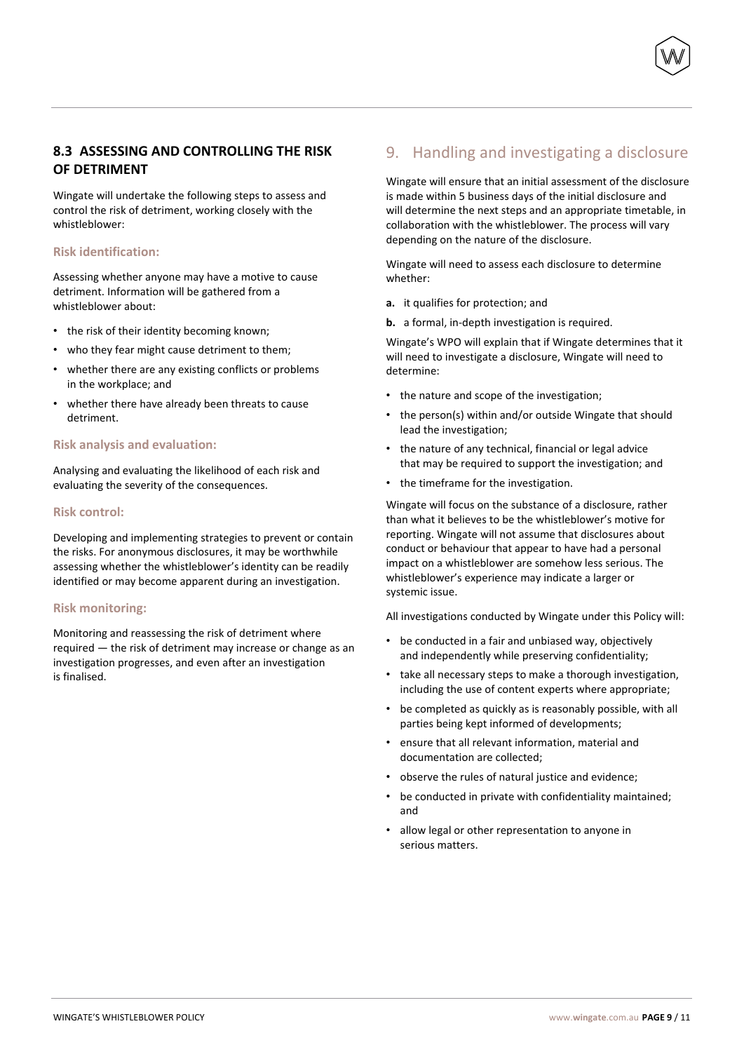### 8.3 ASSESSING AND CONTROLLING THE RISK OF DETRIMENT

Wingate will undertake the following steps to assess and control the risk of detriment, working closely with the whistleblower:

#### Risk identification:

Assessing whether anyone may have a motive to cause detriment. Information will be gathered from a whistleblower about:

- the risk of their identity becoming known;
- who they fear might cause detriment to them;
- whether there are any existing conflicts or problems in the workplace; and
- whether there have already been threats to cause detriment.

#### Risk analysis and evaluation:

Analysing and evaluating the likelihood of each risk and evaluating the severity of the consequences.

#### Risk control:

Developing and implementing strategies to prevent or contain the risks. For anonymous disclosures, it may be worthwhile assessing whether the whistleblower's identity can be readily identified or may become apparent during an investigation.

#### Risk monitoring:

Monitoring and reassessing the risk of detriment where required — the risk of detriment may increase or change as an investigation progresses, and even after an investigation is finalised.

## 9. Handling and investigating a disclosure

Wingate will ensure that an initial assessment of the disclosure is made within 5 business days of the initial disclosure and will determine the next steps and an appropriate timetable, in collaboration with the whistleblower. The process will vary depending on the nature of the disclosure.

Wingate will need to assess each disclosure to determine whether:

**a.** it qualifies for protection; and

**b.** a formal, in-depth investigation is required.

Wingate's WPO will explain that if Wingate determines that it will need to investigate a disclosure, Wingate will need to determine:

- the nature and scope of the investigation;
- the person(s) within and/or outside Wingate that should lead the investigation;
- the nature of any technical, financial or legal advice that may be required to support the investigation; and
- the timeframe for the investigation.

Wingate will focus on the substance of a disclosure, rather than what it believes to be the whistleblower's motive for reporting. Wingate will not assume that disclosures about conduct or behaviour that appear to have had a personal impact on a whistleblower are somehow less serious. The whistleblower's experience may indicate a larger or systemic issue.

All investigations conducted by Wingate under this Policy will:

- be conducted in a fair and unbiased way, objectively and independently while preserving confidentiality;
- take all necessary steps to make a thorough investigation, including the use of content experts where appropriate;
- be completed as quickly as is reasonably possible, with all parties being kept informed of developments;
- ensure that all relevant information, material and documentation are collected;
- observe the rules of natural justice and evidence;
- be conducted in private with confidentiality maintained; and
- allow legal or other representation to anyone in serious matters.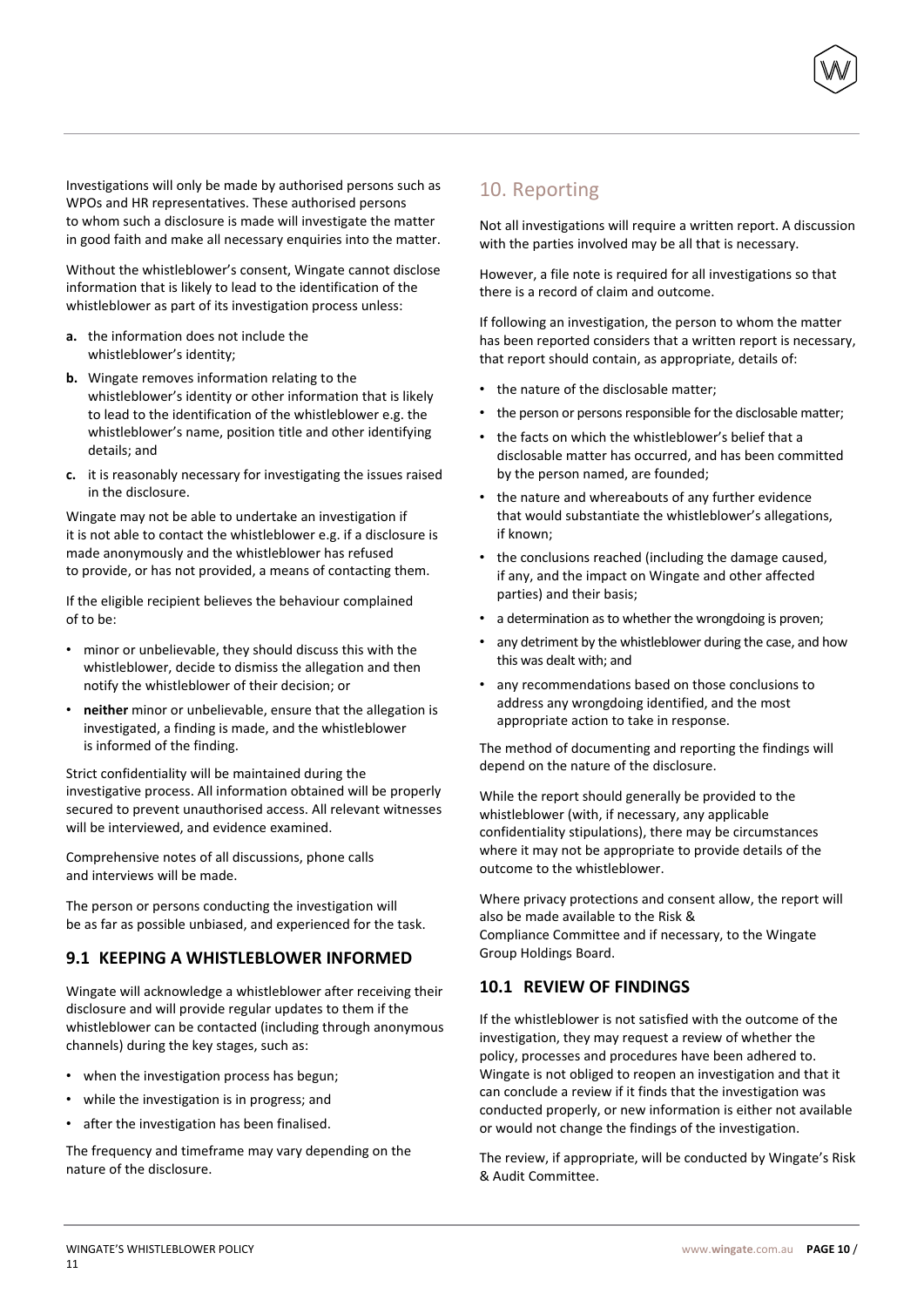Investigations will only be made by authorised persons such as WPOs and HR representatives. These authorised persons to whom such a disclosure is made will investigate the matter in good faith and make all necessary enquiries into the matter.

Without the whistleblower's consent, Wingate cannot disclose information that is likely to lead to the identification of the whistleblower as part of its investigation process unless:

**a.** the information does not include the whistleblower's identity;

**b.** Wingate removes information relating to the whistleblower's identity or other information that is likely to lead to the identification of the whistleblower e.g. the whistleblower's name, position title and other identifying details; and

**c.** it is reasonably necessary for investigating the issues raised in the disclosure.

Wingate may not be able to undertake an investigation if it is not able to contact the whistleblower e.g. if a disclosure is made anonymously and the whistleblower has refused to provide, or has not provided, a means of contacting them.

If the eligible recipient believes the behaviour complained of to be:

- minor or unbelievable, they should discuss this with the whistleblower, decide to dismiss the allegation and then notify the whistleblower of their decision; or
- **neither** minor or unbelievable, ensure that the allegation is investigated, a finding is made, and the whistleblower is informed of the finding.

Strict confidentiality will be maintained during the investigative process. All information obtained will be properly secured to prevent unauthorised access. All relevant witnesses will be interviewed, and evidence examined.

Comprehensive notes of all discussions, phone calls and interviews will be made.

The person or persons conducting the investigation will be as far as possible unbiased, and experienced for the task.

### 9.1 KEEPING A WHISTLEBLOWER INFORMED

Wingate will acknowledge a whistleblower after receiving their disclosure and will provide regular updates to them if the whistleblower can be contacted (including through anonymous channels) during the key stages, such as:

- when the investigation process has begun;
- while the investigation is in progress; and
- after the investigation has been finalised.

The frequency and timeframe may vary depending on the nature of the disclosure.

## 10. Reporting

Not all investigations will require a written report. A discussion with the parties involved may be all that is necessary.

However, a file note is required for all investigations so that there is a record of claim and outcome.

If following an investigation, the person to whom the matter has been reported considers that a written report is necessary, that report should contain, as appropriate, details of:

- the nature of the disclosable matter;
- the person or persons responsible for the disclosable matter;
- the facts on which the whistleblower's belief that a disclosable matter has occurred, and has been committed by the person named, are founded;
- the nature and whereabouts of any further evidence that would substantiate the whistleblower's allegations, if known;
- the conclusions reached (including the damage caused, if any, and the impact on Wingate and other affected parties) and their basis;
- a determination as to whether the wrongdoing is proven;
- any detriment by the whistleblower during the case, and how this was dealt with; and
- any recommendations based on those conclusions to address any wrongdoing identified, and the most appropriate action to take in response.

The method of documenting and reporting the findings will depend on the nature of the disclosure.

While the report should generally be provided to the whistleblower (with, if necessary, any applicable confidentiality stipulations), there may be circumstances where it may not be appropriate to provide details of the outcome to the whistleblower.

Where privacy protections and consent allow, the report will also be made available to the Risk & Compliance Committee and if necessary, to the Wingate Group Holdings Board.

### 10.1 REVIEW OF FINDINGS

If the whistleblower is not satisfied with the outcome of the investigation, they may request a review of whether the policy, processes and procedures have been adhered to. Wingate is not obliged to reopen an investigation and that it can conclude a review if it finds that the investigation was conducted properly, or new information is either not available or would not change the findings of the investigation.

The review, if appropriate, will be conducted by Wingate's Risk & Audit Committee.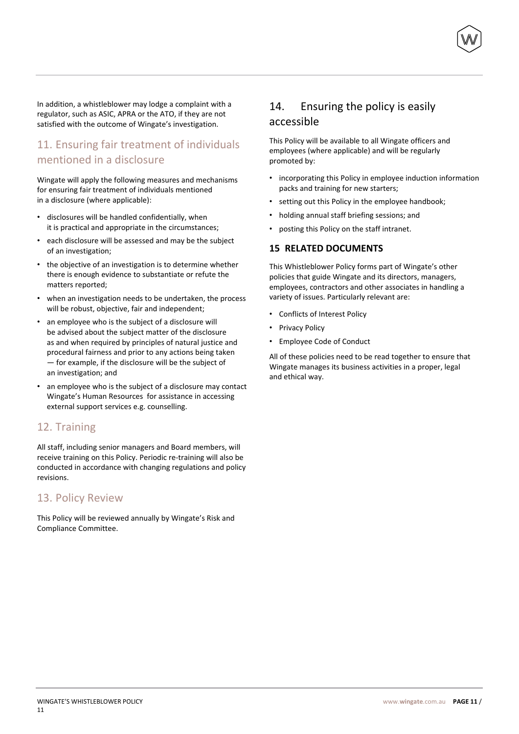In addition, a whistleblower may lodge a complaint with a regulator, such as ASIC, APRA or the ATO, if they are not satisfied with the outcome of Wingate's investigation.

## 11. Ensuring fair treatment of individuals mentioned in a disclosure

Wingate will apply the following measures and mechanisms for ensuring fair treatment of individuals mentioned in a disclosure (where applicable):

- disclosures will be handled confidentially, when it is practical and appropriate in the circumstances;
- each disclosure will be assessed and may be the subject of an investigation;
- the objective of an investigation is to determine whether there is enough evidence to substantiate or refute the matters reported;
- when an investigation needs to be undertaken, the process will be robust, objective, fair and independent;
- an employee who is the subject of a disclosure will be advised about the subject matter of the disclosure as and when required by principles of natural justice and procedural fairness and prior to any actions being taken — for example, if the disclosure will be the subject of an investigation; and
- an employee who is the subject of a disclosure may contact Wingate's Human Resources for assistance in accessing external support services e.g. counselling.

## 12. Training

All staff, including senior managers and Board members, will receive training on this Policy. Periodic re-training will also be conducted in accordance with changing regulations and policy revisions.

## 13. Policy Review

This Policy will be reviewed annually by Wingate's Risk and Compliance Committee.

## 14. Ensuring the policy is easily accessible

This Policy will be available to all Wingate officers and employees (where applicable) and will be regularly promoted by:

- incorporating this Policy in employee induction information packs and training for new starters;
- setting out this Policy in the employee handbook;
- holding annual staff briefing sessions; and
- posting this Policy on the staff intranet.

## 15 RELATED DOCUMENTS

This Whistleblower Policy forms part of Wingate's other policies that guide Wingate and its directors, managers, employees, contractors and other associates in handling a variety of issues. Particularly relevant are:

- Conflicts of Interest Policy
- Privacy Policy
- Employee Code of Conduct

All of these policies need to be read together to ensure that Wingate manages its business activities in a proper, legal and ethical way.